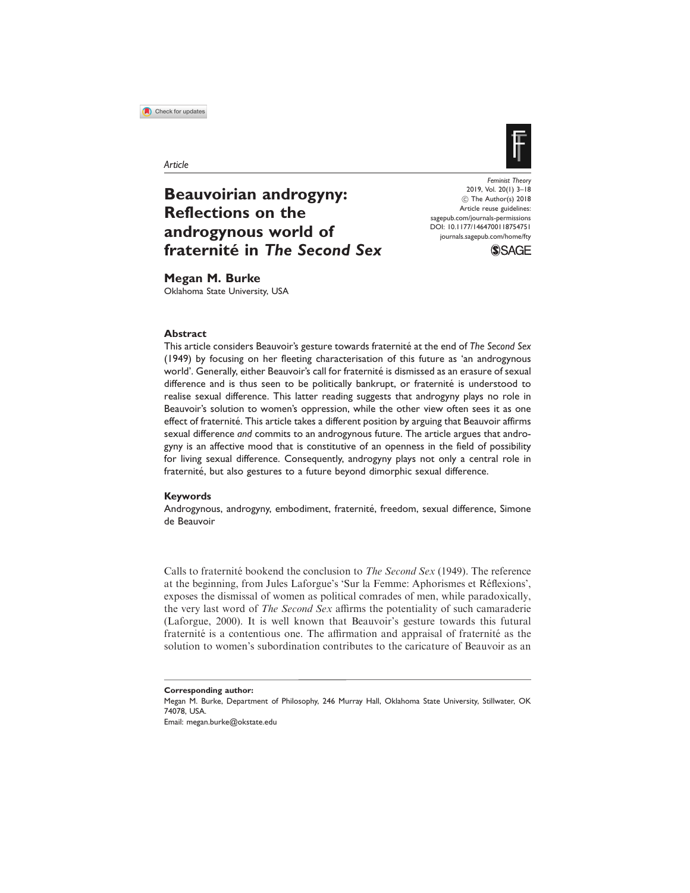Article

# Beauvoirian androgyny: Reflections on the androgynous world of fraternité in *The Second Sex*

Feminist Theory
2019, Vol. 20(1) 3–18
© The Author(s) 2018
Article reuse guidelines:
sagepub.com/journals-permissions
DOI: 10.1177/1464700118754751
journals.sagepub.com/home/fty

**Megan M. Burke**
Oklahoma State University, USA

### Abstract

This article considers Beauvoir's gesture towards fraternité at the end of *The Second Sex* (1949) by focusing on her fleeting characterisation of this future as 'an androgynous world'. Generally, either Beauvoir's call for fraternité is dismissed as an erasure of sexual difference and is thus seen to be politically bankrupt, or fraternité is understood to realise sexual difference. This latter reading suggests that androgyny plays no role in Beauvoir's solution to women's oppression, while the other view often sees it as one effect of fraternité. This article takes a different position by arguing that Beauvoir affirms sexual difference *and* commits to an androgynous future. The article argues that androgyny is an affective mood that is constitutive of an openness in the field of possibility for living sexual difference. Consequently, androgyny plays not only a central role in fraternité, but also gestures to a future beyond dimorphic sexual difference.

### Keywords

Androgynous, androgyny, embodiment, fraternité, freedom, sexual difference, Simone de Beauvoir

Calls to fraternité bookend the conclusion to *The Second Sex* (1949). The reference at the beginning, from Jules Laforgue's 'Sur la Femme: Aphorismes et Réflexions', exposes the dismissal of women as political comrades of men, while paradoxically, the very last word of *The Second Sex* affirms the potentiality of such camaraderie (Laforgue, 2000). It is well known that Beauvoir's gesture towards this futural fraternité is a contentious one. The affirmation and appraisal of fraternité as the solution to women's subordination contributes to the caricature of Beauvoir as an

**Corresponding author:**
Megan M. Burke, Department of Philosophy, 246 Murray Hall, Oklahoma State University, Stillwater, OK 74078, USA.
Email: megan.burke@okstate.edu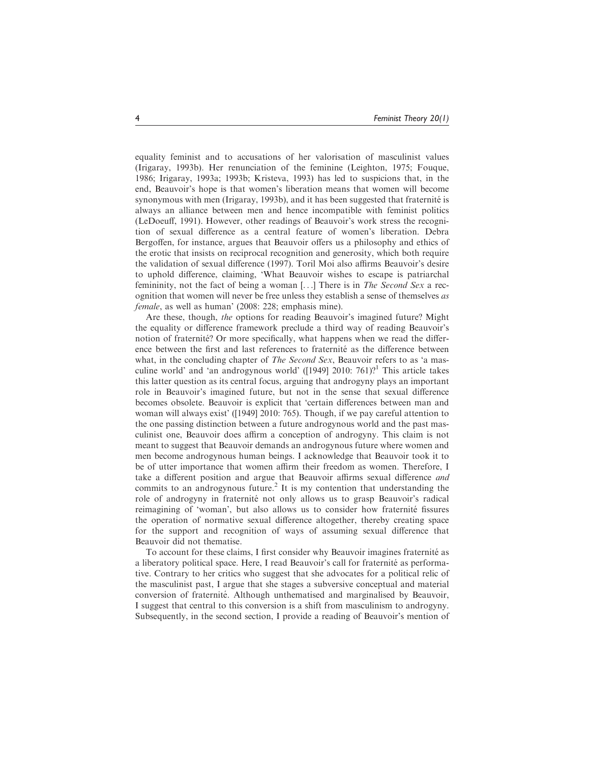equality feminist and to accusations of her valorisation of masculinist values (Irigaray, 1993b). Her renunciation of the feminine (Leighton, 1975; Fouque, 1986; Irigaray, 1993a; 1993b; Kristeva, 1993) has led to suspicions that, in the end, Beauvoir's hope is that women's liberation means that women will become synonymous with men (Irigaray, 1993b), and it has been suggested that fraternité is always an alliance between men and hence incompatible with feminist politics (LeDoeuff, 1991). However, other readings of Beauvoir's work stress the recognition of sexual difference as a central feature of women's liberation. Debra Bergoffen, for instance, argues that Beauvoir offers us a philosophy and ethics of the erotic that insists on reciprocal recognition and generosity, which both require the validation of sexual difference (1997). Toril Moi also affirms Beauvoir's desire to uphold difference, claiming, 'What Beauvoir wishes to escape is patriarchal femininity, not the fact of being a woman [...] There is in *The Second Sex* a recognition that women will never be free unless they establish a sense of themselves *as female*, as well as human' (2008: 228; emphasis mine).

Are these, though, *the* options for reading Beauvoir's imagined future? Might the equality or difference framework preclude a third way of reading Beauvoir's notion of fraternité? Or more specifically, what happens when we read the difference between the first and last references to fraternité as the difference between what, in the concluding chapter of *The Second Sex*, Beauvoir refers to as 'a masculine world' and 'an androgynous world' ([1949] 2010: 761)?[1] This article takes this latter question as its central focus, arguing that androgyny plays an important role in Beauvoir's imagined future, but not in the sense that sexual difference becomes obsolete. Beauvoir is explicit that 'certain differences between man and woman will always exist' ([1949] 2010: 765). Though, if we pay careful attention to the one passing distinction between a future androgynous world and the past masculinist one, Beauvoir does affirm a conception of androgyny. This claim is not meant to suggest that Beauvoir demands an androgynous future where women and men become androgynous human beings. I acknowledge that Beauvoir took it to be of utter importance that women affirm their freedom as women. Therefore, I take a different position and argue that Beauvoir affirms sexual difference *and* commits to an androgynous future.[2] It is my contention that understanding the role of androgyny in fraternité not only allows us to grasp Beauvoir's radical reimagining of 'woman', but also allows us to consider how fraternité fissures the operation of normative sexual difference altogether, thereby creating space for the support and recognition of ways of assuming sexual difference that Beauvoir did not thematise.

To account for these claims, I first consider why Beauvoir imagines fraternité as a liberatory political space. Here, I read Beauvoir's call for fraternité as performative. Contrary to her critics who suggest that she advocates for a political relic of the masculinist past, I argue that she stages a subversive conceptual and material conversion of fraternité. Although unthematised and marginalised by Beauvoir, I suggest that central to this conversion is a shift from masculinism to androgyny. Subsequently, in the second section, I provide a reading of Beauvoir's mention of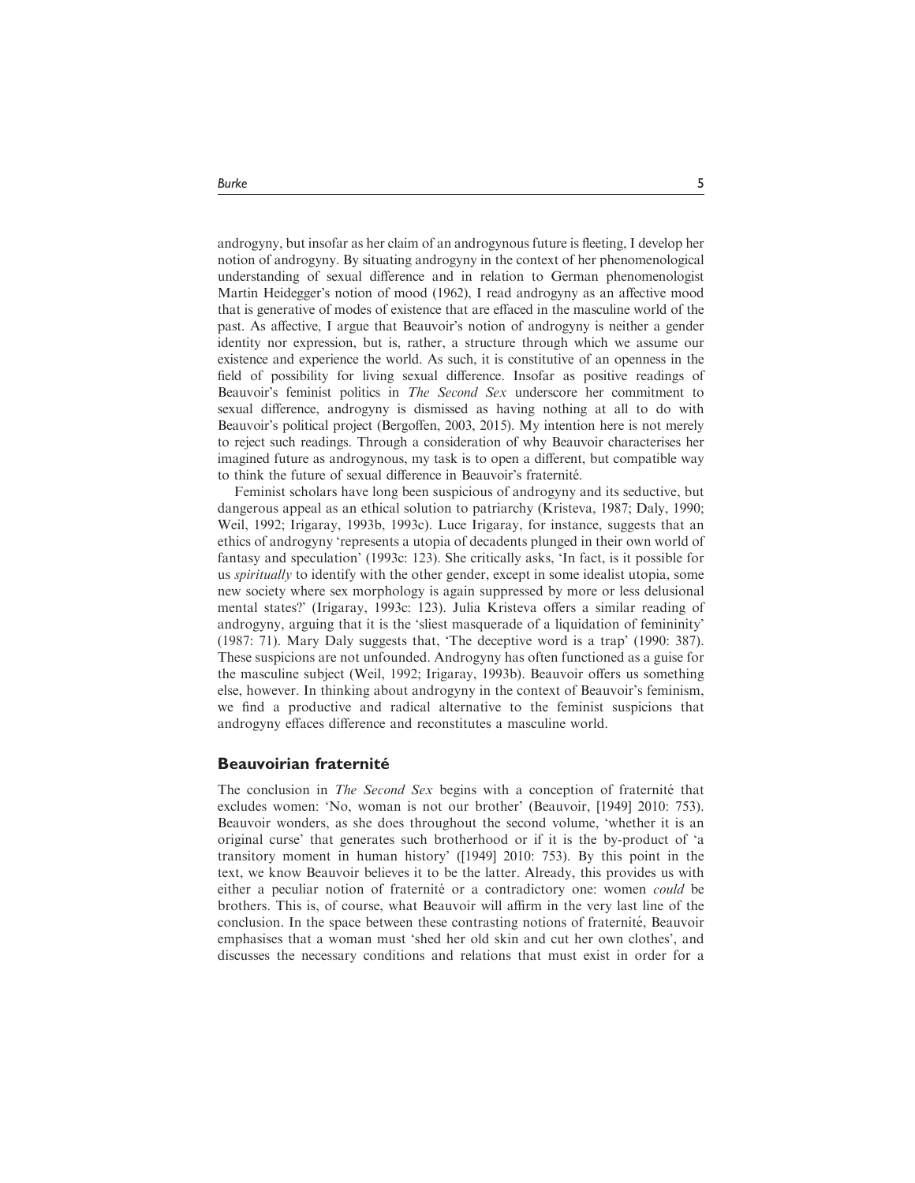androgyny, but insofar as her claim of an androgynous future is fleeting, I develop her notion of androgyny. By situating androgyny in the context of her phenomenological understanding of sexual difference and in relation to German phenomenologist Martin Heidegger's notion of mood (1962), I read androgyny as an affective mood that is generative of modes of existence that are effaced in the masculine world of the past. As affective, I argue that Beauvoir's notion of androgyny is neither a gender identity nor expression, but is, rather, a structure through which we assume our existence and experience the world. As such, it is constitutive of an openness in the field of possibility for living sexual difference. Insofar as positive readings of Beauvoir's feminist politics in *The Second Sex* underscore her commitment to sexual difference, androgyny is dismissed as having nothing at all to do with Beauvoir's political project (Bergoffen, 2003, 2015). My intention here is not merely to reject such readings. Through a consideration of why Beauvoir characterises her imagined future as androgynous, my task is to open a different, but compatible way to think the future of sexual difference in Beauvoir's fraternité.

Feminist scholars have long been suspicious of androgyny and its seductive, but dangerous appeal as an ethical solution to patriarchy (Kristeva, 1987; Daly, 1990; Weil, 1992; Irigaray, 1993b, 1993c). Luce Irigaray, for instance, suggests that an ethics of androgyny 'represents a utopia of decadents plunged in their own world of fantasy and speculation' (1993c: 123). She critically asks, 'In fact, is it possible for us *spiritually* to identify with the other gender, except in some idealist utopia, some new society where sex morphology is again suppressed by more or less delusional mental states?' (Irigaray, 1993c: 123). Julia Kristeva offers a similar reading of androgyny, arguing that it is the 'sliest masquerade of a liquidation of femininity' (1987: 71). Mary Daly suggests that, 'The deceptive word is a trap' (1990: 387). These suspicions are not unfounded. Androgyny has often functioned as a guise for the masculine subject (Weil, 1992; Irigaray, 1993b). Beauvoir offers us something else, however. In thinking about androgyny in the context of Beauvoir's feminism, we find a productive and radical alternative to the feminist suspicions that androgyny effaces difference and reconstitutes a masculine world.

## Beauvoirian fraternité

The conclusion in *The Second Sex* begins with a conception of fraternité that excludes women: 'No, woman is not our brother' (Beauvoir, [1949] 2010: 753). Beauvoir wonders, as she does throughout the second volume, 'whether it is an original curse' that generates such brotherhood or if it is the by-product of 'a transitory moment in human history' ([1949] 2010: 753). By this point in the text, we know Beauvoir believes it to be the latter. Already, this provides us with either a peculiar notion of fraternité or a contradictory one: women *could* be brothers. This is, of course, what Beauvoir will affirm in the very last line of the conclusion. In the space between these contrasting notions of fraternité, Beauvoir emphasises that a woman must 'shed her old skin and cut her own clothes', and discusses the necessary conditions and relations that must exist in order for a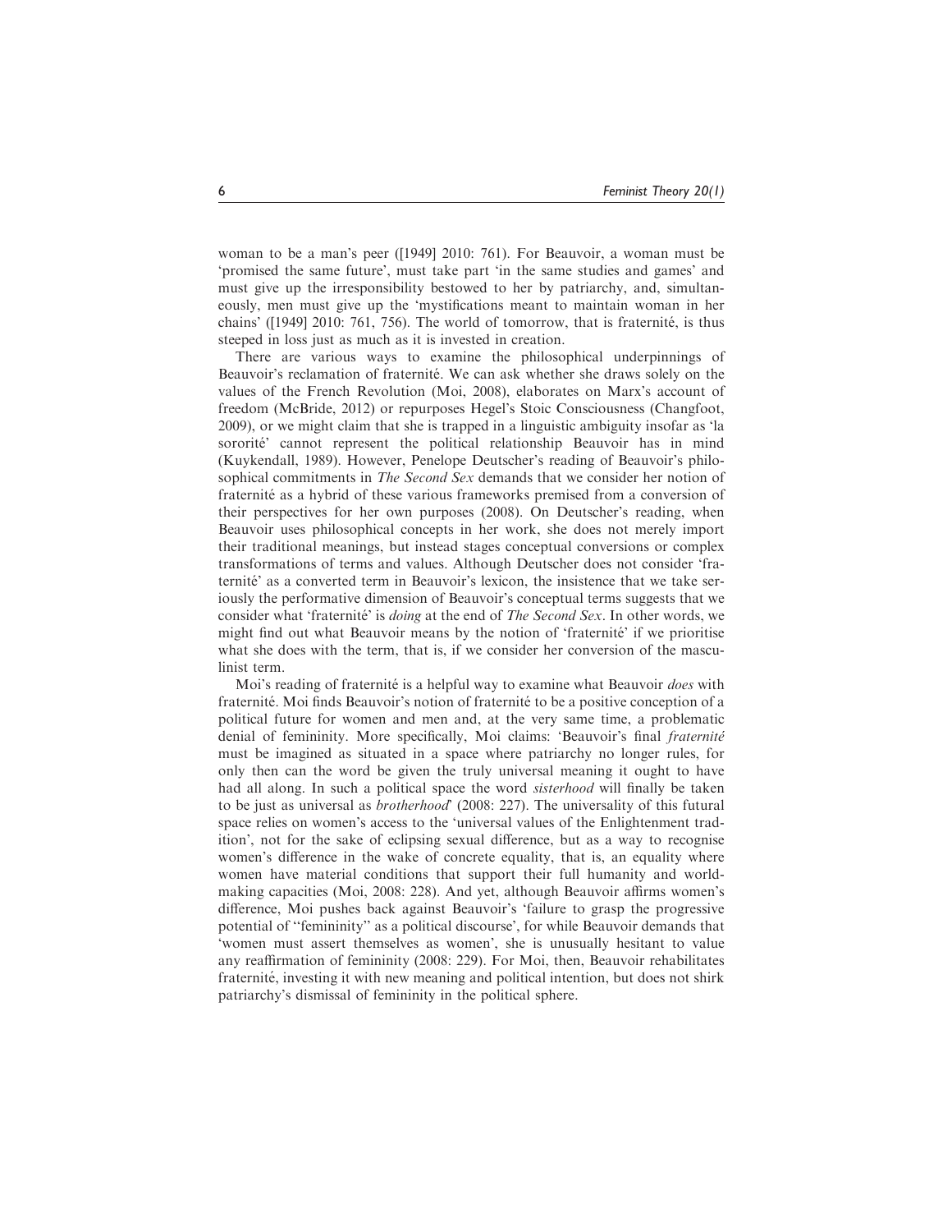woman to be a man's peer ([1949] 2010: 761). For Beauvoir, a woman must be 'promised the same future', must take part 'in the same studies and games' and must give up the irresponsibility bestowed to her by patriarchy, and, simultaneously, men must give up the 'mystifications meant to maintain woman in her chains' ([1949] 2010: 761, 756). The world of tomorrow, that is fraternité, is thus steeped in loss just as much as it is invested in creation.

There are various ways to examine the philosophical underpinnings of Beauvoir's reclamation of fraternité. We can ask whether she draws solely on the values of the French Revolution (Moi, 2008), elaborates on Marx's account of freedom (McBride, 2012) or repurposes Hegel's Stoic Consciousness (Changfoot, 2009), or we might claim that she is trapped in a linguistic ambiguity insofar as 'la sororité' cannot represent the political relationship Beauvoir has in mind (Kuykendall, 1989). However, Penelope Deutscher's reading of Beauvoir's philosophical commitments in *The Second Sex* demands that we consider her notion of fraternité as a hybrid of these various frameworks premised from a conversion of their perspectives for her own purposes (2008). On Deutscher's reading, when Beauvoir uses philosophical concepts in her work, she does not merely import their traditional meanings, but instead stages conceptual conversions or complex transformations of terms and values. Although Deutscher does not consider 'fraternité' as a converted term in Beauvoir's lexicon, the insistence that we take seriously the performative dimension of Beauvoir's conceptual terms suggests that we consider what 'fraternité' is *doing* at the end of *The Second Sex*. In other words, we might find out what Beauvoir means by the notion of 'fraternité' if we prioritise what she does with the term, that is, if we consider her conversion of the masculinist term.

Moi's reading of fraternité is a helpful way to examine what Beauvoir *does* with fraternité. Moi finds Beauvoir's notion of fraternité to be a positive conception of a political future for women and men and, at the very same time, a problematic denial of femininity. More specifically, Moi claims: 'Beauvoir's final *fraternité* must be imagined as situated in a space where patriarchy no longer rules, for only then can the word be given the truly universal meaning it ought to have had all along. In such a political space the word *sisterhood* will finally be taken to be just as universal as *brotherhood*' (2008: 227). The universality of this futural space relies on women's access to the 'universal values of the Enlightenment tradition', not for the sake of eclipsing sexual difference, but as a way to recognise women's difference in the wake of concrete equality, that is, an equality where women have material conditions that support their full humanity and world-making capacities (Moi, 2008: 228). And yet, although Beauvoir affirms women's difference, Moi pushes back against Beauvoir's 'failure to grasp the progressive potential of "femininity" as a political discourse', for while Beauvoir demands that 'women must assert themselves as women', she is unusually hesitant to value any reaffirmation of femininity (2008: 229). For Moi, then, Beauvoir rehabilitates fraternité, investing it with new meaning and political intention, but does not shirk patriarchy's dismissal of femininity in the political sphere.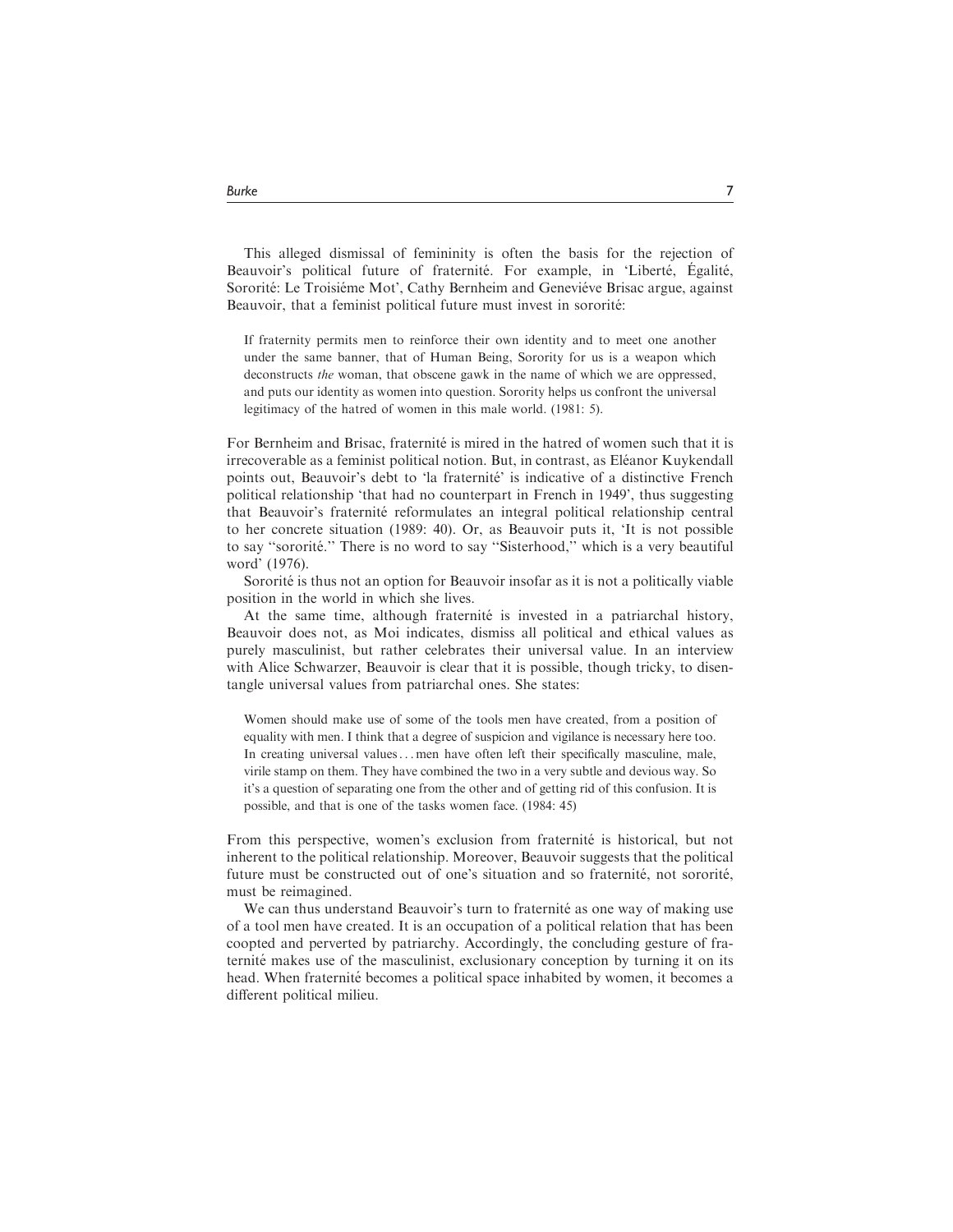This alleged dismissal of femininity is often the basis for the rejection of Beauvoir's political future of fraternité. For example, in 'Liberté, Égalité, Sororité: Le Troisiéme Mot', Cathy Bernheim and Geneviéve Brisac argue, against Beauvoir, that a feminist political future must invest in sororité:

> If fraternity permits men to reinforce their own identity and to meet one another under the same banner, that of Human Being, Sorority for us is a weapon which deconstructs *the* woman, that obscene gawk in the name of which we are oppressed, and puts our identity as women into question. Sorority helps us confront the universal legitimacy of the hatred of women in this male world. (1981: 5).

For Bernheim and Brisac, fraternité is mired in the hatred of women such that it is irrecoverable as a feminist political notion. But, in contrast, as Eléanor Kuykendall points out, Beauvoir's debt to 'la fraternité' is indicative of a distinctive French political relationship 'that had no counterpart in French in 1949', thus suggesting that Beauvoir's fraternité reformulates an integral political relationship central to her concrete situation (1989: 40). Or, as Beauvoir puts it, 'It is not possible to say "sororité." There is no word to say "Sisterhood," which is a very beautiful word' (1976).

Sororité is thus not an option for Beauvoir insofar as it is not a politically viable position in the world in which she lives.

At the same time, although fraternité is invested in a patriarchal history, Beauvoir does not, as Moi indicates, dismiss all political and ethical values as purely masculinist, but rather celebrates their universal value. In an interview with Alice Schwarzer, Beauvoir is clear that it is possible, though tricky, to disentangle universal values from patriarchal ones. She states:

> Women should make use of some of the tools men have created, from a position of equality with men. I think that a degree of suspicion and vigilance is necessary here too. In creating universal values... men have often left their specifically masculine, male, virile stamp on them. They have combined the two in a very subtle and devious way. So it's a question of separating one from the other and of getting rid of this confusion. It is possible, and that is one of the tasks women face. (1984: 45)

From this perspective, women's exclusion from fraternité is historical, but not inherent to the political relationship. Moreover, Beauvoir suggests that the political future must be constructed out of one's situation and so fraternité, not sororité, must be reimagined.

We can thus understand Beauvoir's turn to fraternité as one way of making use of a tool men have created. It is an occupation of a political relation that has been coopted and perverted by patriarchy. Accordingly, the concluding gesture of fraternité makes use of the masculinist, exclusionary conception by turning it on its head. When fraternité becomes a political space inhabited by women, it becomes a different political milieu.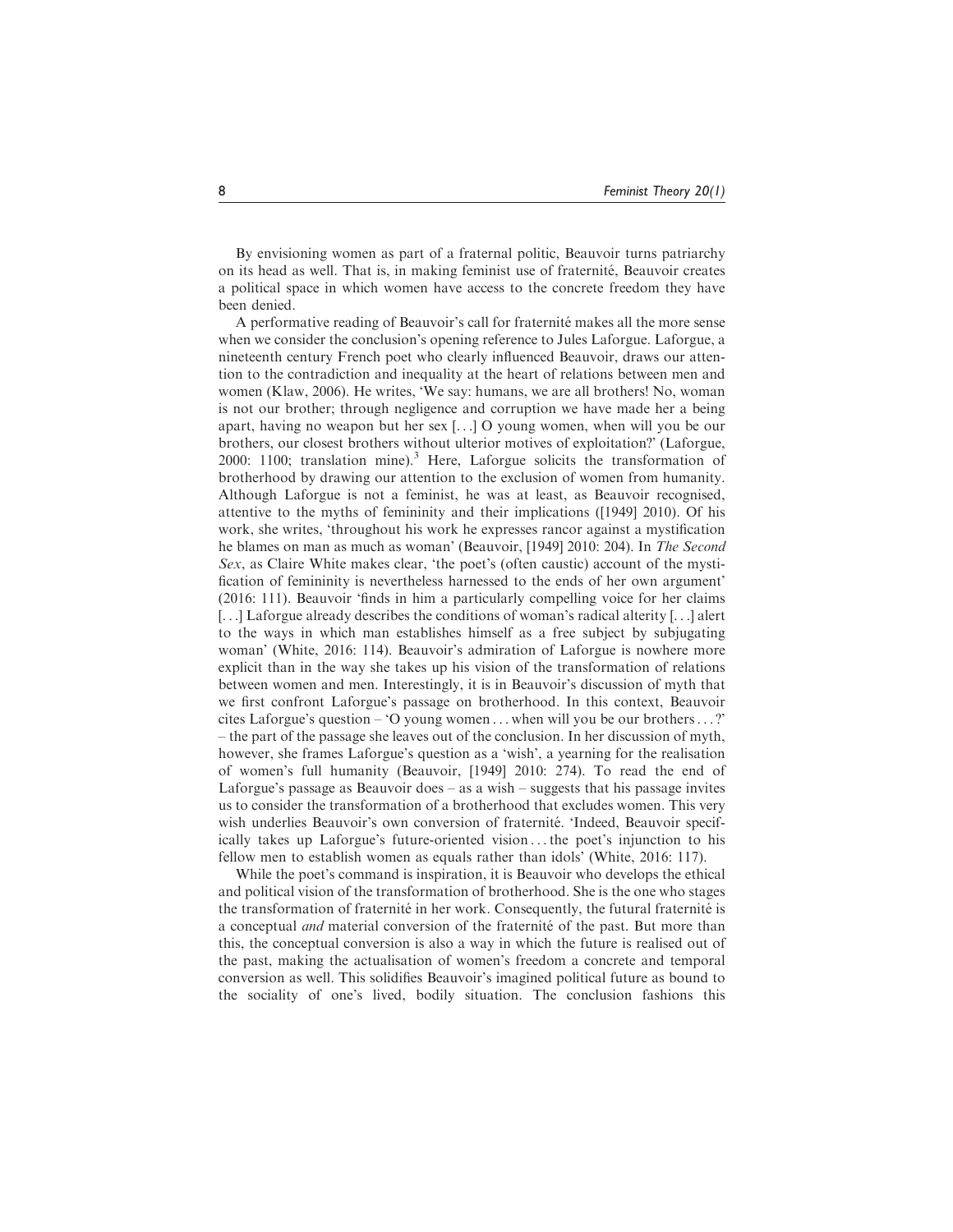By envisioning women as part of a fraternal politic, Beauvoir turns patriarchy on its head as well. That is, in making feminist use of fraternité, Beauvoir creates a political space in which women have access to the concrete freedom they have been denied.

A performative reading of Beauvoir's call for fraternité makes all the more sense when we consider the conclusion's opening reference to Jules Laforgue. Laforgue, a nineteenth century French poet who clearly influenced Beauvoir, draws our attention to the contradiction and inequality at the heart of relations between men and women (Klaw, 2006). He writes, 'We say: humans, we are all brothers! No, woman is not our brother; through negligence and corruption we have made her a being apart, having no weapon but her sex [...] O young women, when will you be our brothers, our closest brothers without ulterior motives of exploitation?' (Laforgue, 2000: 1100; translation mine).[3] Here, Laforgue solicits the transformation of brotherhood by drawing our attention to the exclusion of women from humanity. Although Laforgue is not a feminist, he was at least, as Beauvoir recognised, attentive to the myths of femininity and their implications ([1949] 2010). Of his work, she writes, 'throughout his work he expresses rancor against a mystification he blames on man as much as woman' (Beauvoir, [1949] 2010: 204). In *The Second Sex*, as Claire White makes clear, 'the poet's (often caustic) account of the mystification of femininity is nevertheless harnessed to the ends of her own argument' (2016: 111). Beauvoir 'finds in him a particularly compelling voice for her claims [...] Laforgue already describes the conditions of woman's radical alterity [...] alert to the ways in which man establishes himself as a free subject by subjugating woman' (White, 2016: 114). Beauvoir's admiration of Laforgue is nowhere more explicit than in the way she takes up his vision of the transformation of relations between women and men. Interestingly, it is in Beauvoir's discussion of myth that we first confront Laforgue's passage on brotherhood. In this context, Beauvoir cites Laforgue's question – 'O young women ... when will you be our brothers ...?' – the part of the passage she leaves out of the conclusion. In her discussion of myth, however, she frames Laforgue's question as a 'wish', a yearning for the realisation of women's full humanity (Beauvoir, [1949] 2010: 274). To read the end of Laforgue's passage as Beauvoir does – as a wish – suggests that his passage invites us to consider the transformation of a brotherhood that excludes women. This very wish underlies Beauvoir's own conversion of fraternité. 'Indeed, Beauvoir specifically takes up Laforgue's future-oriented vision ... the poet's injunction to his fellow men to establish women as equals rather than idols' (White, 2016: 117).

While the poet's command is inspiration, it is Beauvoir who develops the ethical and political vision of the transformation of brotherhood. She is the one who stages the transformation of fraternité in her work. Consequently, the futural fraternité is a conceptual *and* material conversion of the fraternité of the past. But more than this, the conceptual conversion is also a way in which the future is realised out of the past, making the actualisation of women's freedom a concrete and temporal conversion as well. This solidifies Beauvoir's imagined political future as bound to the sociality of one's lived, bodily situation. The conclusion fashions this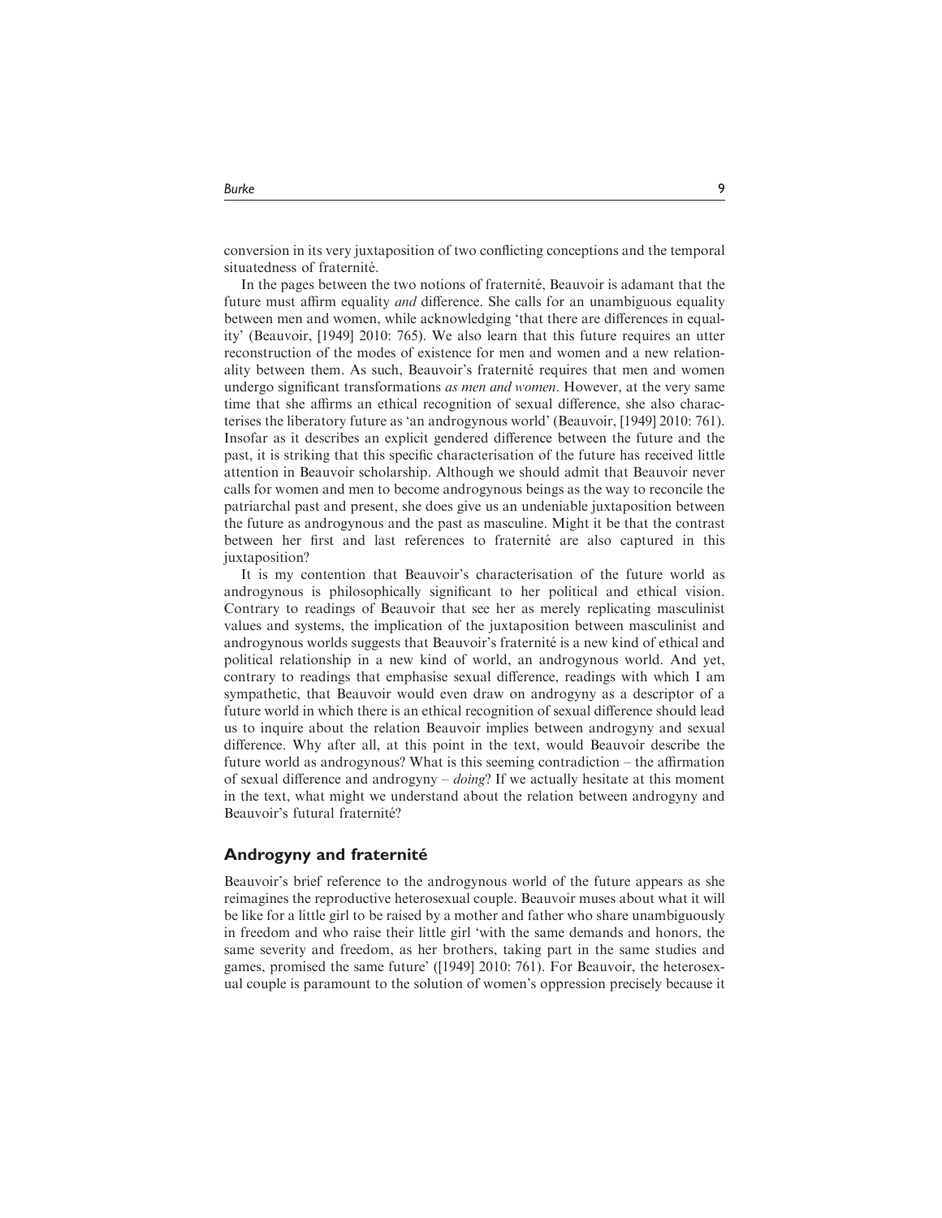conversion in its very juxtaposition of two conflicting conceptions and the temporal situatedness of fraternité.

In the pages between the two notions of fraternité, Beauvoir is adamant that the future must affirm equality *and* difference. She calls for an unambiguous equality between men and women, while acknowledging 'that there are differences in equality' (Beauvoir, [1949] 2010: 765). We also learn that this future requires an utter reconstruction of the modes of existence for men and women and a new relationality between them. As such, Beauvoir's fraternité requires that men and women undergo significant transformations *as men and women*. However, at the very same time that she affirms an ethical recognition of sexual difference, she also characterises the liberatory future as 'an androgynous world' (Beauvoir, [1949] 2010: 761). Insofar as it describes an explicit gendered difference between the future and the past, it is striking that this specific characterisation of the future has received little attention in Beauvoir scholarship. Although we should admit that Beauvoir never calls for women and men to become androgynous beings as the way to reconcile the patriarchal past and present, she does give us an undeniable juxtaposition between the future as androgynous and the past as masculine. Might it be that the contrast between her first and last references to fraternité are also captured in this juxtaposition?

It is my contention that Beauvoir's characterisation of the future world as androgynous is philosophically significant to her political and ethical vision. Contrary to readings of Beauvoir that see her as merely replicating masculinist values and systems, the implication of the juxtaposition between masculinist and androgynous worlds suggests that Beauvoir's fraternité is a new kind of ethical and political relationship in a new kind of world, an androgynous world. And yet, contrary to readings that emphasise sexual difference, readings with which I am sympathetic, that Beauvoir would even draw on androgyny as a descriptor of a future world in which there is an ethical recognition of sexual difference should lead us to inquire about the relation Beauvoir implies between androgyny and sexual difference. Why after all, at this point in the text, would Beauvoir describe the future world as androgynous? What is this seeming contradiction – the affirmation of sexual difference and androgyny – *doing*? If we actually hesitate at this moment in the text, what might we understand about the relation between androgyny and Beauvoir's futural fraternité?

## Androgyny and fraternité

Beauvoir's brief reference to the androgynous world of the future appears as she reimagines the reproductive heterosexual couple. Beauvoir muses about what it will be like for a little girl to be raised by a mother and father who share unambiguously in freedom and who raise their little girl 'with the same demands and honors, the same severity and freedom, as her brothers, taking part in the same studies and games, promised the same future' ([1949] 2010: 761). For Beauvoir, the heterosexual couple is paramount to the solution of women's oppression precisely because it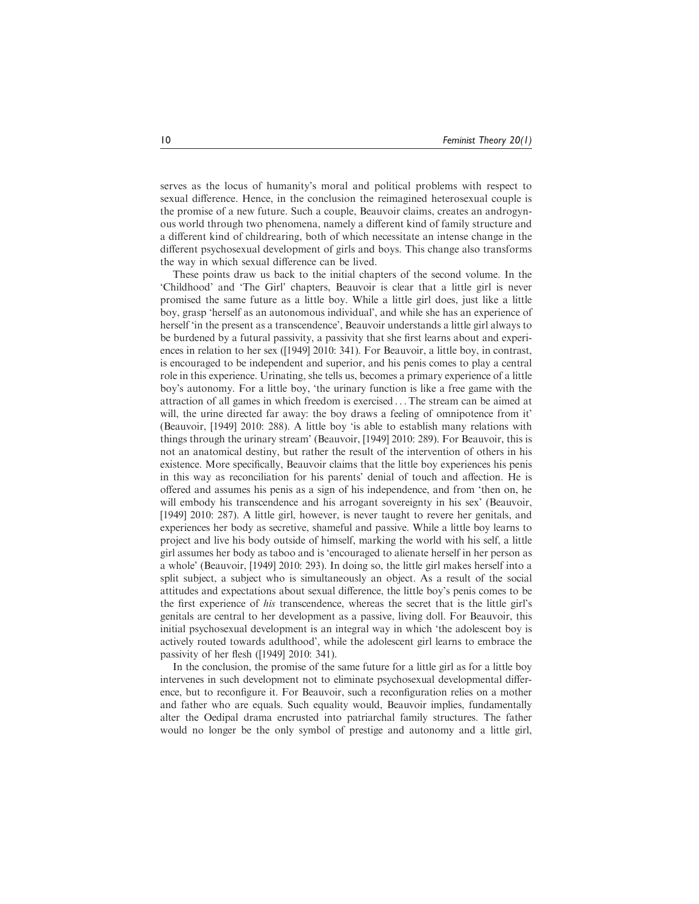serves as the locus of humanity's moral and political problems with respect to sexual difference. Hence, in the conclusion the reimagined heterosexual couple is the promise of a new future. Such a couple, Beauvoir claims, creates an androgynous world through two phenomena, namely a different kind of family structure and a different kind of childrearing, both of which necessitate an intense change in the different psychosexual development of girls and boys. This change also transforms the way in which sexual difference can be lived.

These points draw us back to the initial chapters of the second volume. In the 'Childhood' and 'The Girl' chapters, Beauvoir is clear that a little girl is never promised the same future as a little boy. While a little girl does, just like a little boy, grasp 'herself as an autonomous individual', and while she has an experience of herself 'in the present as a transcendence', Beauvoir understands a little girl always to be burdened by a futural passivity, a passivity that she first learns about and experiences in relation to her sex ([1949] 2010: 341). For Beauvoir, a little boy, in contrast, is encouraged to be independent and superior, and his penis comes to play a central role in this experience. Urinating, she tells us, becomes a primary experience of a little boy's autonomy. For a little boy, 'the urinary function is like a free game with the attraction of all games in which freedom is exercised ... The stream can be aimed at will, the urine directed far away: the boy draws a feeling of omnipotence from it' (Beauvoir, [1949] 2010: 288). A little boy 'is able to establish many relations with things through the urinary stream' (Beauvoir, [1949] 2010: 289). For Beauvoir, this is not an anatomical destiny, but rather the result of the intervention of others in his existence. More specifically, Beauvoir claims that the little boy experiences his penis in this way as reconciliation for his parents' denial of touch and affection. He is offered and assumes his penis as a sign of his independence, and from 'then on, he will embody his transcendence and his arrogant sovereignty in his sex' (Beauvoir, [1949] 2010: 287). A little girl, however, is never taught to revere her genitals, and experiences her body as secretive, shameful and passive. While a little boy learns to project and live his body outside of himself, marking the world with his self, a little girl assumes her body as taboo and is 'encouraged to alienate herself in her person as a whole' (Beauvoir, [1949] 2010: 293). In doing so, the little girl makes herself into a split subject, a subject who is simultaneously an object. As a result of the social attitudes and expectations about sexual difference, the little boy's penis comes to be the first experience of *his* transcendence, whereas the secret that is the little girl's genitals are central to her development as a passive, living doll. For Beauvoir, this initial psychosexual development is an integral way in which 'the adolescent boy is actively routed towards adulthood', while the adolescent girl learns to embrace the passivity of her flesh ([1949] 2010: 341).

In the conclusion, the promise of the same future for a little girl as for a little boy intervenes in such development not to eliminate psychosexual developmental difference, but to reconfigure it. For Beauvoir, such a reconfiguration relies on a mother and father who are equals. Such equality would, Beauvoir implies, fundamentally alter the Oedipal drama encrusted into patriarchal family structures. The father would no longer be the only symbol of prestige and autonomy and a little girl,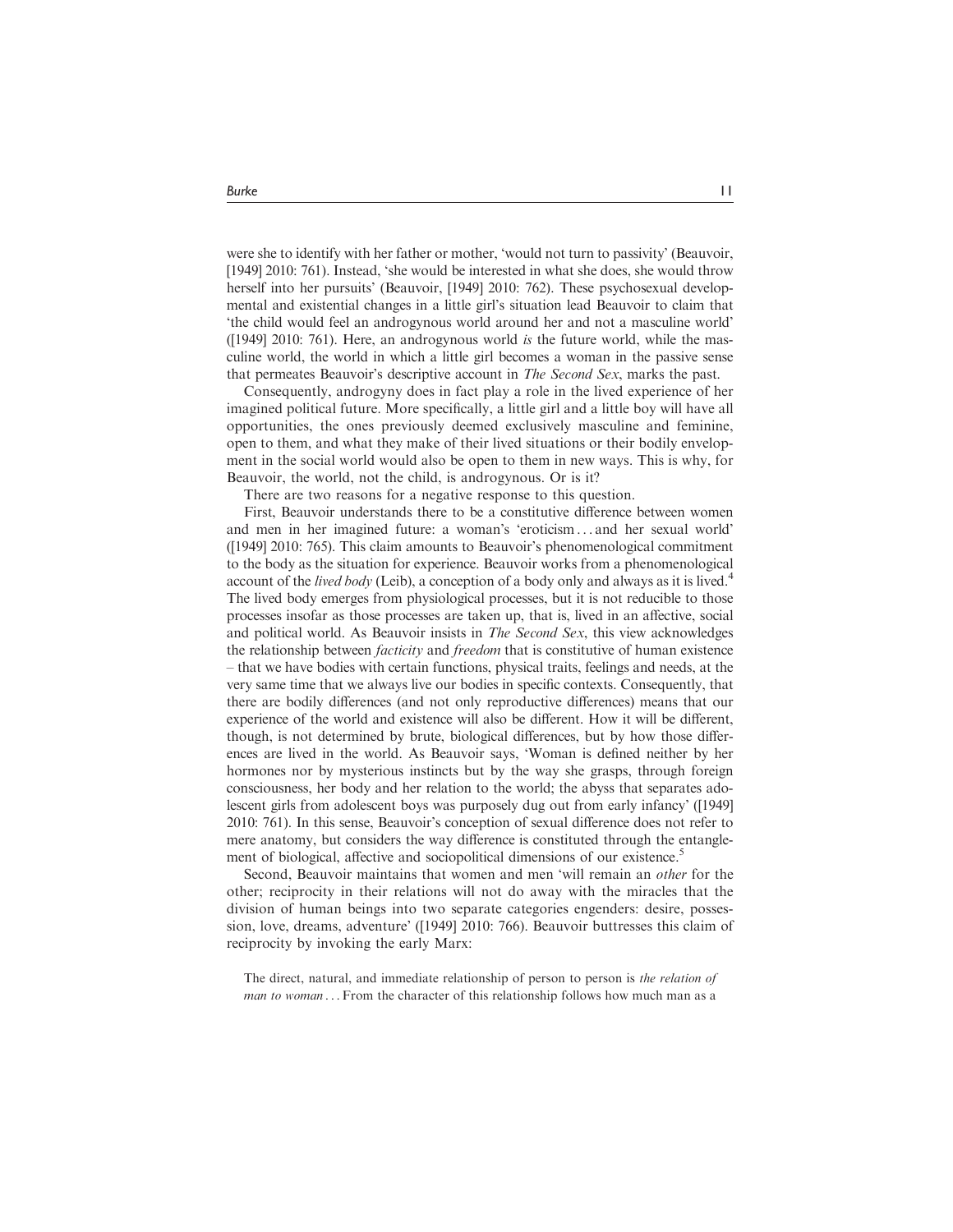were she to identify with her father or mother, 'would not turn to passivity' (Beauvoir, [1949] 2010: 761). Instead, 'she would be interested in what she does, she would throw herself into her pursuits' (Beauvoir, [1949] 2010: 762). These psychosexual developmental and existential changes in a little girl's situation lead Beauvoir to claim that 'the child would feel an androgynous world around her and not a masculine world' ([1949] 2010: 761). Here, an androgynous world *is* the future world, while the masculine world, the world in which a little girl becomes a woman in the passive sense that permeates Beauvoir's descriptive account in *The Second Sex*, marks the past.

Consequently, androgyny does in fact play a role in the lived experience of her imagined political future. More specifically, a little girl and a little boy will have all opportunities, the ones previously deemed exclusively masculine and feminine, open to them, and what they make of their lived situations or their bodily envelopment in the social world would also be open to them in new ways. This is why, for Beauvoir, the world, not the child, is androgynous. Or is it?

There are two reasons for a negative response to this question.

First, Beauvoir understands there to be a constitutive difference between women and men in her imagined future: a woman's 'eroticism ... and her sexual world' ([1949] 2010: 765). This claim amounts to Beauvoir's phenomenological commitment to the body as the situation for experience. Beauvoir works from a phenomenological account of the *lived body* (Leib), a conception of a body only and always as it is lived.[4] The lived body emerges from physiological processes, but it is not reducible to those processes insofar as those processes are taken up, that is, lived in an affective, social and political world. As Beauvoir insists in *The Second Sex*, this view acknowledges the relationship between *facticity* and *freedom* that is constitutive of human existence – that we have bodies with certain functions, physical traits, feelings and needs, at the very same time that we always live our bodies in specific contexts. Consequently, that there are bodily differences (and not only reproductive differences) means that our experience of the world and existence will also be different. How it will be different, though, is not determined by brute, biological differences, but by how those differences are lived in the world. As Beauvoir says, 'Woman is defined neither by her hormones nor by mysterious instincts but by the way she grasps, through foreign consciousness, her body and her relation to the world; the abyss that separates adolescent girls from adolescent boys was purposely dug out from early infancy' ([1949] 2010: 761). In this sense, Beauvoir's conception of sexual difference does not refer to mere anatomy, but considers the way difference is constituted through the entanglement of biological, affective and sociopolitical dimensions of our existence.[5]

Second, Beauvoir maintains that women and men 'will remain an *other* for the other; reciprocity in their relations will not do away with the miracles that the division of human beings into two separate categories engenders: desire, possession, love, dreams, adventure' ([1949] 2010: 766). Beauvoir buttresses this claim of reciprocity by invoking the early Marx:

> The direct, natural, and immediate relationship of person to person is *the relation of man to woman* ... From the character of this relationship follows how much man as a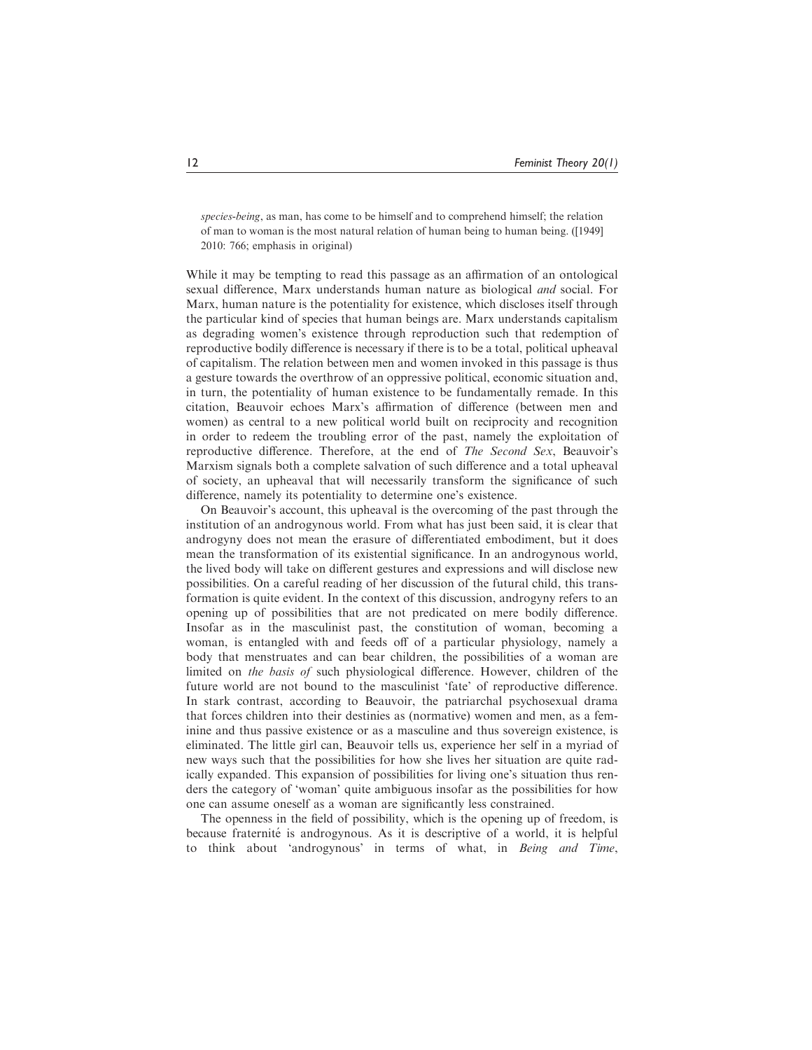*species-being*, as man, has come to be himself and to comprehend himself; the relation of man to woman is the most natural relation of human being to human being. ([1949] 2010: 766; emphasis in original)

While it may be tempting to read this passage as an affirmation of an ontological sexual difference, Marx understands human nature as biological *and* social. For Marx, human nature is the potentiality for existence, which discloses itself through the particular kind of species that human beings are. Marx understands capitalism as degrading women's existence through reproduction such that redemption of reproductive bodily difference is necessary if there is to be a total, political upheaval of capitalism. The relation between men and women invoked in this passage is thus a gesture towards the overthrow of an oppressive political, economic situation and, in turn, the potentiality of human existence to be fundamentally remade. In this citation, Beauvoir echoes Marx's affirmation of difference (between men and women) as central to a new political world built on reciprocity and recognition in order to redeem the troubling error of the past, namely the exploitation of reproductive difference. Therefore, at the end of *The Second Sex*, Beauvoir's Marxism signals both a complete salvation of such difference and a total upheaval of society, an upheaval that will necessarily transform the significance of such difference, namely its potentiality to determine one's existence.

On Beauvoir's account, this upheaval is the overcoming of the past through the institution of an androgynous world. From what has just been said, it is clear that androgyny does not mean the erasure of differentiated embodiment, but it does mean the transformation of its existential significance. In an androgynous world, the lived body will take on different gestures and expressions and will disclose new possibilities. On a careful reading of her discussion of the futural child, this transformation is quite evident. In the context of this discussion, androgyny refers to an opening up of possibilities that are not predicated on mere bodily difference. Insofar as in the masculinist past, the constitution of woman, becoming a woman, is entangled with and feeds off of a particular physiology, namely a body that menstruates and can bear children, the possibilities of a woman are limited on *the basis of* such physiological difference. However, children of the future world are not bound to the masculinist 'fate' of reproductive difference. In stark contrast, according to Beauvoir, the patriarchal psychosexual drama that forces children into their destinies as (normative) women and men, as a feminine and thus passive existence or as a masculine and thus sovereign existence, is eliminated. The little girl can, Beauvoir tells us, experience her self in a myriad of new ways such that the possibilities for how she lives her situation are quite radically expanded. This expansion of possibilities for living one's situation thus renders the category of 'woman' quite ambiguous insofar as the possibilities for how one can assume oneself as a woman are significantly less constrained.

The openness in the field of possibility, which is the opening up of freedom, is because fraternité is androgynous. As it is descriptive of a world, it is helpful to think about 'androgynous' in terms of what, in *Being and Time*,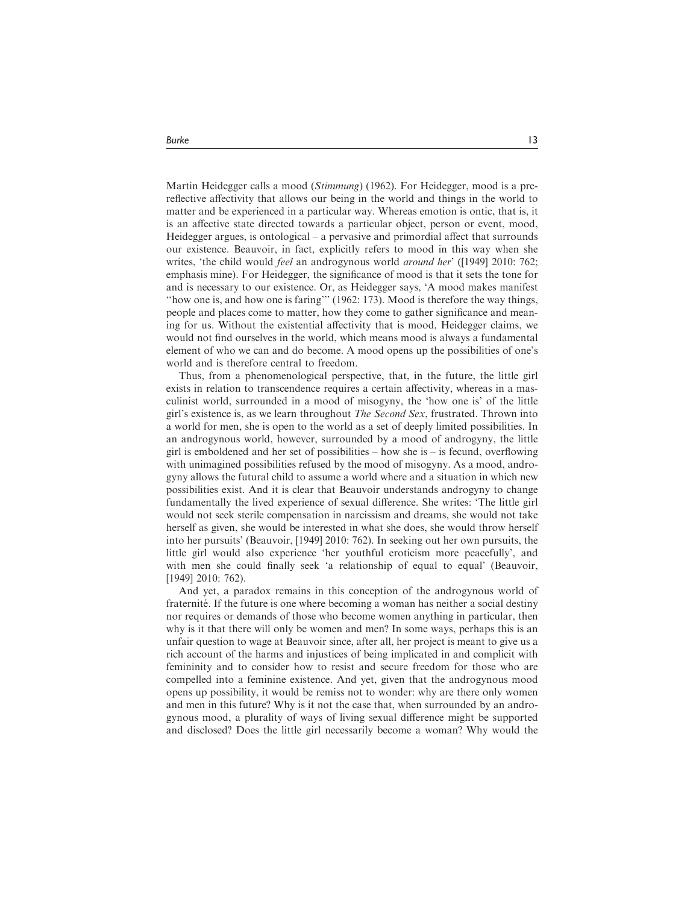Martin Heidegger calls a mood (*Stimmung*) (1962). For Heidegger, mood is a prereflective affectivity that allows our being in the world and things in the world to matter and be experienced in a particular way. Whereas emotion is ontic, that is, it is an affective state directed towards a particular object, person or event, mood, Heidegger argues, is ontological – a pervasive and primordial affect that surrounds our existence. Beauvoir, in fact, explicitly refers to mood in this way when she writes, 'the child would *feel* an androgynous world *around her*' ([1949] 2010: 762; emphasis mine). For Heidegger, the significance of mood is that it sets the tone for and is necessary to our existence. Or, as Heidegger says, 'A mood makes manifest "how one is, and how one is faring"' (1962: 173). Mood is therefore the way things, people and places come to matter, how they come to gather significance and meaning for us. Without the existential affectivity that is mood, Heidegger claims, we would not find ourselves in the world, which means mood is always a fundamental element of who we can and do become. A mood opens up the possibilities of one's world and is therefore central to freedom.

Thus, from a phenomenological perspective, that, in the future, the little girl exists in relation to transcendence requires a certain affectivity, whereas in a masculinist world, surrounded in a mood of misogyny, the 'how one is' of the little girl's existence is, as we learn throughout *The Second Sex*, frustrated. Thrown into a world for men, she is open to the world as a set of deeply limited possibilities. In an androgynous world, however, surrounded by a mood of androgyny, the little girl is emboldened and her set of possibilities – how she is – is fecund, overflowing with unimagined possibilities refused by the mood of misogyny. As a mood, androgyny allows the futural child to assume a world where and a situation in which new possibilities exist. And it is clear that Beauvoir understands androgyny to change fundamentally the lived experience of sexual difference. She writes: 'The little girl would not seek sterile compensation in narcissism and dreams, she would not take herself as given, she would be interested in what she does, she would throw herself into her pursuits' (Beauvoir, [1949] 2010: 762). In seeking out her own pursuits, the little girl would also experience 'her youthful eroticism more peacefully', and with men she could finally seek 'a relationship of equal to equal' (Beauvoir, [1949] 2010: 762).

And yet, a paradox remains in this conception of the androgynous world of fraternité. If the future is one where becoming a woman has neither a social destiny nor requires or demands of those who become women anything in particular, then why is it that there will only be women and men? In some ways, perhaps this is an unfair question to wage at Beauvoir since, after all, her project is meant to give us a rich account of the harms and injustices of being implicated in and complicit with femininity and to consider how to resist and secure freedom for those who are compelled into a feminine existence. And yet, given that the androgynous mood opens up possibility, it would be remiss not to wonder: why are there only women and men in this future? Why is it not the case that, when surrounded by an androgynous mood, a plurality of ways of living sexual difference might be supported and disclosed? Does the little girl necessarily become a woman? Why would the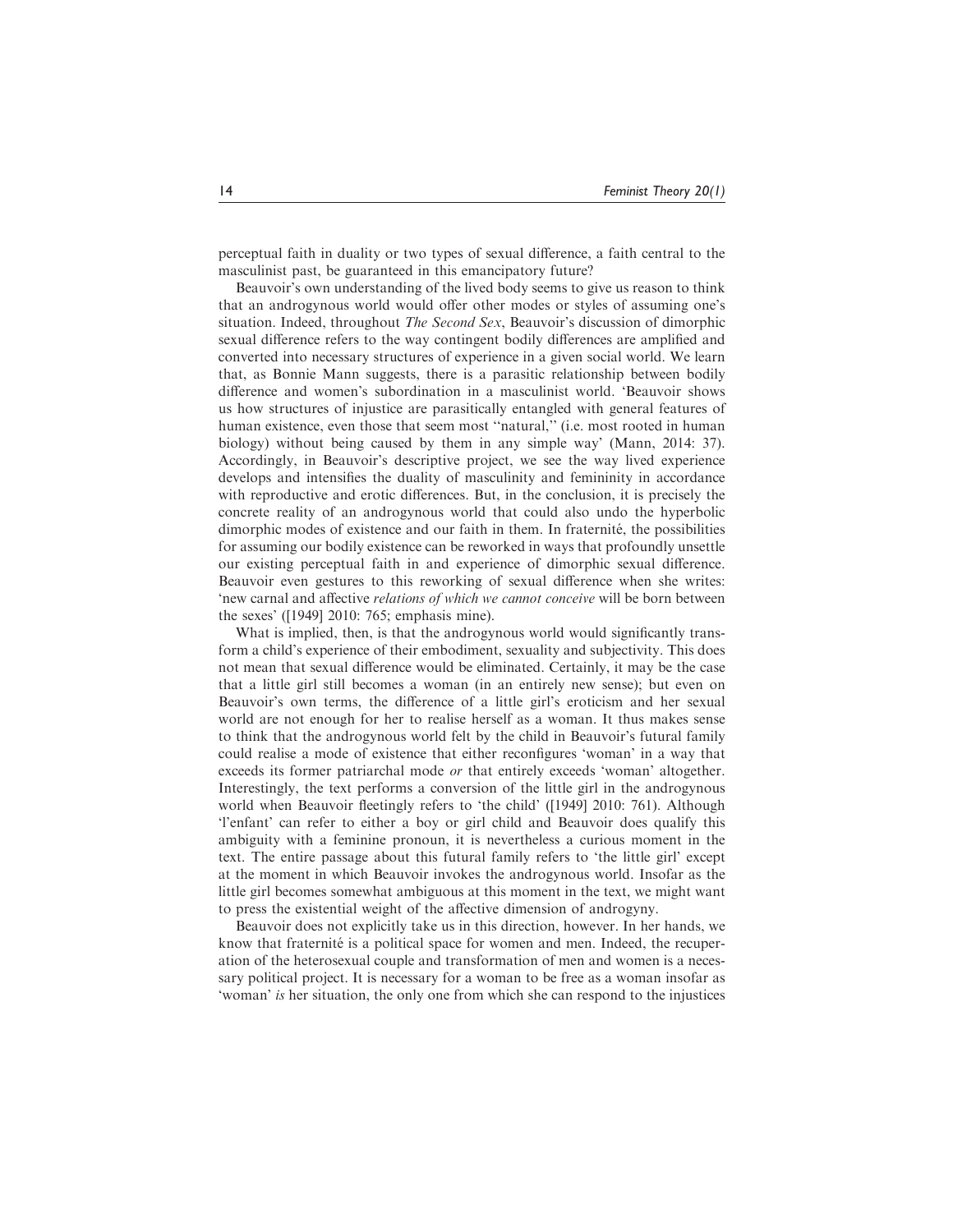perceptual faith in duality or two types of sexual difference, a faith central to the masculinist past, be guaranteed in this emancipatory future?

Beauvoir's own understanding of the lived body seems to give us reason to think that an androgynous world would offer other modes or styles of assuming one's situation. Indeed, throughout *The Second Sex*, Beauvoir's discussion of dimorphic sexual difference refers to the way contingent bodily differences are amplified and converted into necessary structures of experience in a given social world. We learn that, as Bonnie Mann suggests, there is a parasitic relationship between bodily difference and women's subordination in a masculinist world. 'Beauvoir shows us how structures of injustice are parasitically entangled with general features of human existence, even those that seem most "natural," (i.e. most rooted in human biology) without being caused by them in any simple way' (Mann, 2014: 37). Accordingly, in Beauvoir's descriptive project, we see the way lived experience develops and intensifies the duality of masculinity and femininity in accordance with reproductive and erotic differences. But, in the conclusion, it is precisely the concrete reality of an androgynous world that could also undo the hyperbolic dimorphic modes of existence and our faith in them. In fraternité, the possibilities for assuming our bodily existence can be reworked in ways that profoundly unsettle our existing perceptual faith in and experience of dimorphic sexual difference. Beauvoir even gestures to this reworking of sexual difference when she writes: 'new carnal and affective *relations of which we cannot conceive* will be born between the sexes' ([1949] 2010: 765; emphasis mine).

What is implied, then, is that the androgynous world would significantly transform a child's experience of their embodiment, sexuality and subjectivity. This does not mean that sexual difference would be eliminated. Certainly, it may be the case that a little girl still becomes a woman (in an entirely new sense); but even on Beauvoir's own terms, the difference of a little girl's eroticism and her sexual world are not enough for her to realise herself as a woman. It thus makes sense to think that the androgynous world felt by the child in Beauvoir's futural family could realise a mode of existence that either reconfigures 'woman' in a way that exceeds its former patriarchal mode *or* that entirely exceeds 'woman' altogether. Interestingly, the text performs a conversion of the little girl in the androgynous world when Beauvoir fleetingly refers to 'the child' ([1949] 2010: 761). Although 'l'enfant' can refer to either a boy or girl child and Beauvoir does qualify this ambiguity with a feminine pronoun, it is nevertheless a curious moment in the text. The entire passage about this futural family refers to 'the little girl' except at the moment in which Beauvoir invokes the androgynous world. Insofar as the little girl becomes somewhat ambiguous at this moment in the text, we might want to press the existential weight of the affective dimension of androgyny.

Beauvoir does not explicitly take us in this direction, however. In her hands, we know that fraternité is a political space for women and men. Indeed, the recuperation of the heterosexual couple and transformation of men and women is a necessary political project. It is necessary for a woman to be free as a woman insofar as 'woman' *is* her situation, the only one from which she can respond to the injustices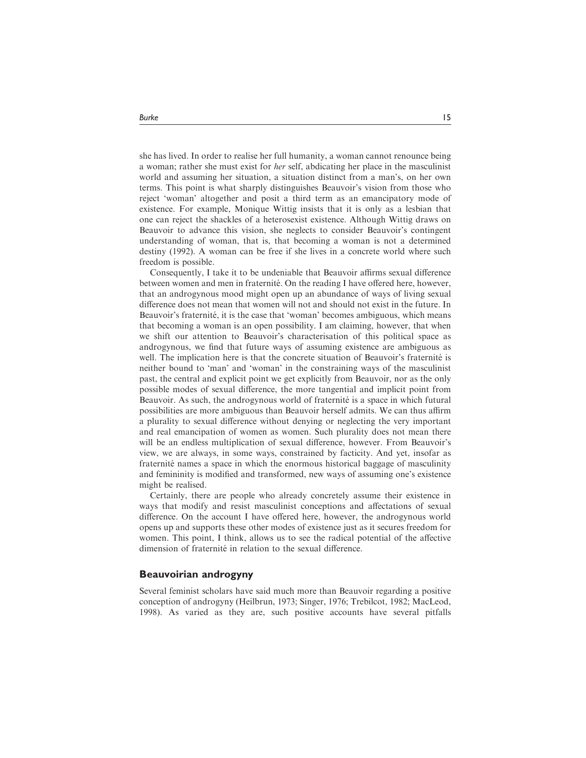she has lived. In order to realise her full humanity, a woman cannot renounce being a woman; rather she must exist for *her* self, abdicating her place in the masculinist world and assuming her situation, a situation distinct from a man's, on her own terms. This point is what sharply distinguishes Beauvoir's vision from those who reject 'woman' altogether and posit a third term as an emancipatory mode of existence. For example, Monique Wittig insists that it is only as a lesbian that one can reject the shackles of a heterosexist existence. Although Wittig draws on Beauvoir to advance this vision, she neglects to consider Beauvoir's contingent understanding of woman, that is, that becoming a woman is not a determined destiny (1992). A woman can be free if she lives in a concrete world where such freedom is possible.

Consequently, I take it to be undeniable that Beauvoir affirms sexual difference between women and men in fraternité. On the reading I have offered here, however, that an androgynous mood might open up an abundance of ways of living sexual difference does not mean that women will not and should not exist in the future. In Beauvoir's fraternité, it is the case that 'woman' becomes ambiguous, which means that becoming a woman is an open possibility. I am claiming, however, that when we shift our attention to Beauvoir's characterisation of this political space as androgynous, we find that future ways of assuming existence are ambiguous as well. The implication here is that the concrete situation of Beauvoir's fraternité is neither bound to 'man' and 'woman' in the constraining ways of the masculinist past, the central and explicit point we get explicitly from Beauvoir, nor as the only possible modes of sexual difference, the more tangential and implicit point from Beauvoir. As such, the androgynous world of fraternité is a space in which futural possibilities are more ambiguous than Beauvoir herself admits. We can thus affirm a plurality to sexual difference without denying or neglecting the very important and real emancipation of women as women. Such plurality does not mean there will be an endless multiplication of sexual difference, however. From Beauvoir's view, we are always, in some ways, constrained by facticity. And yet, insofar as fraternité names a space in which the enormous historical baggage of masculinity and femininity is modified and transformed, new ways of assuming one's existence might be realised.

Certainly, there are people who already concretely assume their existence in ways that modify and resist masculinist conceptions and affectations of sexual difference. On the account I have offered here, however, the androgynous world opens up and supports these other modes of existence just as it secures freedom for women. This point, I think, allows us to see the radical potential of the affective dimension of fraternité in relation to the sexual difference.

## Beauvoirian androgyny

Several feminist scholars have said much more than Beauvoir regarding a positive conception of androgyny (Heilbrun, 1973; Singer, 1976; Trebilcot, 1982; MacLeod, 1998). As varied as they are, such positive accounts have several pitfalls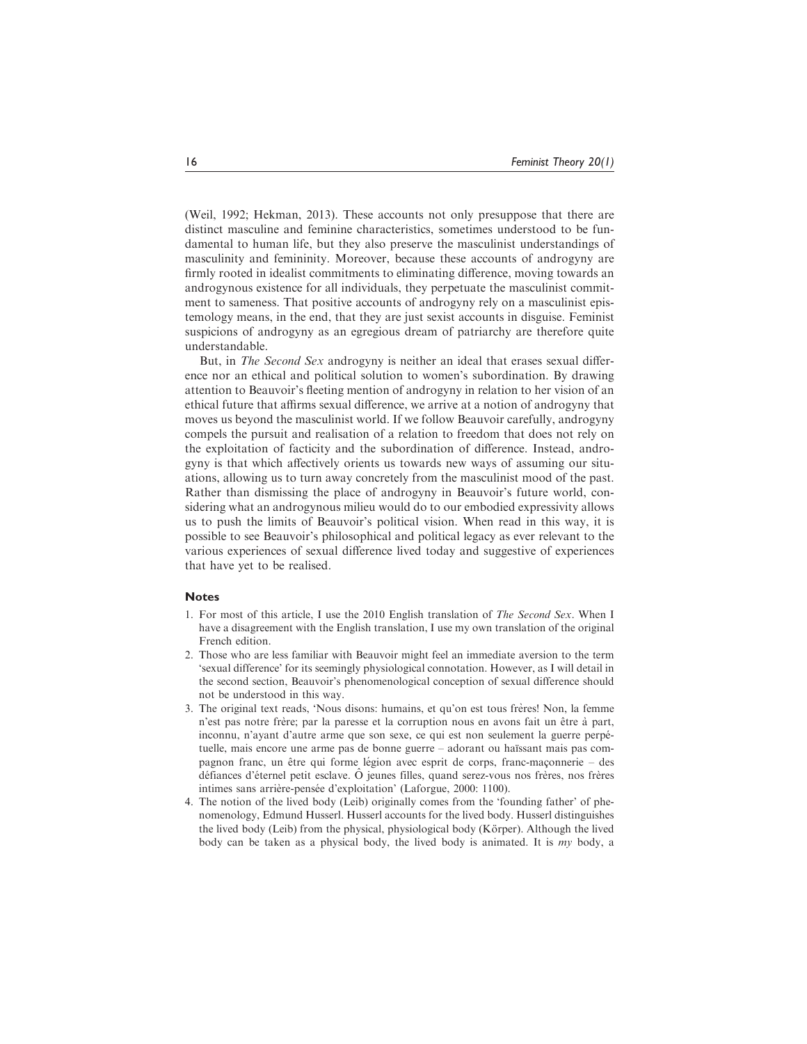(Weil, 1992; Hekman, 2013). These accounts not only presuppose that there are distinct masculine and feminine characteristics, sometimes understood to be fundamental to human life, but they also preserve the masculinist understandings of masculinity and femininity. Moreover, because these accounts of androgyny are firmly rooted in idealist commitments to eliminating difference, moving towards an androgynous existence for all individuals, they perpetuate the masculinist commitment to sameness. That positive accounts of androgyny rely on a masculinist epistemology means, in the end, that they are just sexist accounts in disguise. Feminist suspicions of androgyny as an egregious dream of patriarchy are therefore quite understandable.

But, in *The Second Sex* androgyny is neither an ideal that erases sexual difference nor an ethical and political solution to women's subordination. By drawing attention to Beauvoir's fleeting mention of androgyny in relation to her vision of an ethical future that affirms sexual difference, we arrive at a notion of androgyny that moves us beyond the masculinist world. If we follow Beauvoir carefully, androgyny compels the pursuit and realisation of a relation to freedom that does not rely on the exploitation of facticity and the subordination of difference. Instead, androgyny is that which affectively orients us towards new ways of assuming our situations, allowing us to turn away concretely from the masculinist mood of the past. Rather than dismissing the place of androgyny in Beauvoir's future world, considering what an androgynous milieu would do to our embodied expressivity allows us to push the limits of Beauvoir's political vision. When read in this way, it is possible to see Beauvoir's philosophical and political legacy as ever relevant to the various experiences of sexual difference lived today and suggestive of experiences that have yet to be realised.

## Notes

1. For most of this article, I use the 2010 English translation of *The Second Sex*. When I have a disagreement with the English translation, I use my own translation of the original French edition.
2. Those who are less familiar with Beauvoir might feel an immediate aversion to the term 'sexual difference' for its seemingly physiological connotation. However, as I will detail in the second section, Beauvoir's phenomenological conception of sexual difference should not be understood in this way.
3. The original text reads, 'Nous disons: humains, et qu'on est tous frères! Non, la femme n'est pas notre frère; par la paresse et la corruption nous en avons fait un être à part, inconnu, n'ayant d'autre arme que son sexe, ce qui est non seulement la guerre perpétuelle, mais encore une arme pas de bonne guerre – adorant ou haïssant mais pas compagnon franc, un être qui forme légion avec esprit de corps, franc-maçonnerie – des défiances d'éternel petit esclave. Ô jeunes filles, quand serez-vous nos frères, nos frères intimes sans arrière-pensée d'exploitation' (Laforgue, 2000: 1100).
4. The notion of the lived body (Leib) originally comes from the 'founding father' of phenomenology, Edmund Husserl. Husserl accounts for the lived body. Husserl distinguishes the lived body (Leib) from the physical, physiological body (Körper). Although the lived body can be taken as a physical body, the lived body is animated. It is *my* body, a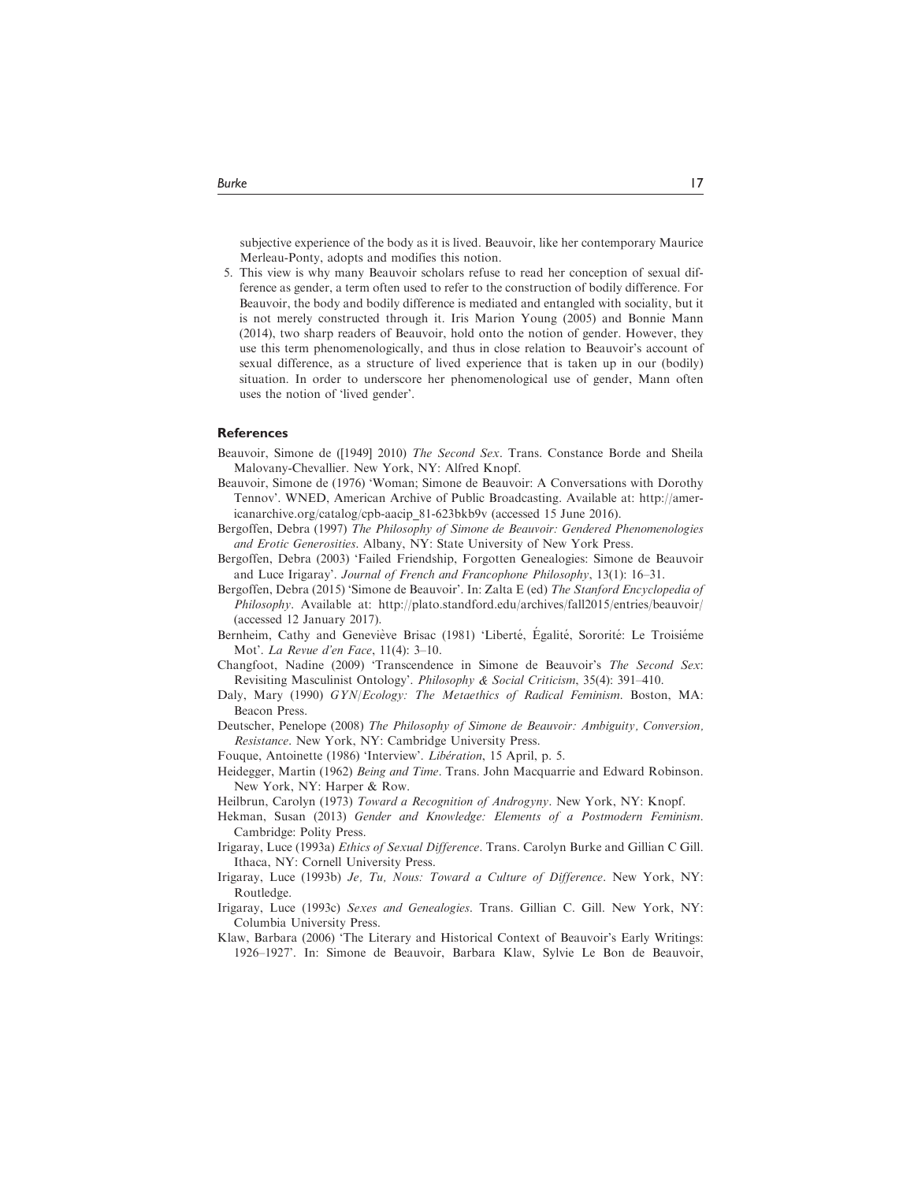subjective experience of the body as it is lived. Beauvoir, like her contemporary Maurice Merleau-Ponty, adopts and modifies this notion.

5. This view is why many Beauvoir scholars refuse to read her conception of sexual difference as gender, a term often used to refer to the construction of bodily difference. For Beauvoir, the body and bodily difference is mediated and entangled with sociality, but it is not merely constructed through it. Iris Marion Young (2005) and Bonnie Mann (2014), two sharp readers of Beauvoir, hold onto the notion of gender. However, they use this term phenomenologically, and thus in close relation to Beauvoir's account of sexual difference, as a structure of lived experience that is taken up in our (bodily) situation. In order to underscore her phenomenological use of gender, Mann often uses the notion of 'lived gender'.

## References

Beauvoir, Simone de ([1949] 2010) *The Second Sex*. Trans. Constance Borde and Sheila Malovany-Chevallier. New York, NY: Alfred Knopf.

Beauvoir, Simone de (1976) 'Woman; Simone de Beauvoir: A Conversations with Dorothy Tennov'. WNED, American Archive of Public Broadcasting. Available at: http://americanarchive.org/catalog/cpb-aacip_81-623bkb9v (accessed 15 June 2016).

Bergoffen, Debra (1997) *The Philosophy of Simone de Beauvoir: Gendered Phenomenologies and Erotic Generosities*. Albany, NY: State University of New York Press.

Bergoffen, Debra (2003) 'Failed Friendship, Forgotten Genealogies: Simone de Beauvoir and Luce Irigaray'. *Journal of French and Francophone Philosophy*, 13(1): 16–31.

Bergoffen, Debra (2015) 'Simone de Beauvoir'. In: Zalta E (ed) *The Stanford Encyclopedia of Philosophy*. Available at: http://plato.standford.edu/archives/fall2015/entries/beauvoir/ (accessed 12 January 2017).

Bernheim, Cathy and Geneviève Brisac (1981) 'Liberté, Égalité, Sororité: Le Troisiéme Mot'. *La Revue d'en Face*, 11(4): 3–10.

Changfoot, Nadine (2009) 'Transcendence in Simone de Beauvoir's *The Second Sex*: Revisiting Masculinist Ontology'. *Philosophy & Social Criticism*, 35(4): 391–410.

Daly, Mary (1990) *GYN/Ecology: The Metaethics of Radical Feminism*. Boston, MA: Beacon Press.

Deutscher, Penelope (2008) *The Philosophy of Simone de Beauvoir: Ambiguity, Conversion, Resistance*. New York, NY: Cambridge University Press.

Fouque, Antoinette (1986) 'Interview'. *Libération*, 15 April, p. 5.

Heidegger, Martin (1962) *Being and Time*. Trans. John Macquarrie and Edward Robinson. New York, NY: Harper & Row.

Heilbrun, Carolyn (1973) *Toward a Recognition of Androgyny*. New York, NY: Knopf.

Hekman, Susan (2013) *Gender and Knowledge: Elements of a Postmodern Feminism*. Cambridge: Polity Press.

Irigaray, Luce (1993a) *Ethics of Sexual Difference*. Trans. Carolyn Burke and Gillian C Gill. Ithaca, NY: Cornell University Press.

Irigaray, Luce (1993b) *Je, Tu, Nous: Toward a Culture of Difference*. New York, NY: Routledge.

Irigaray, Luce (1993c) *Sexes and Genealogies*. Trans. Gillian C. Gill. New York, NY: Columbia University Press.

Klaw, Barbara (2006) 'The Literary and Historical Context of Beauvoir's Early Writings: 1926–1927'. In: Simone de Beauvoir, Barbara Klaw, Sylvie Le Bon de Beauvoir,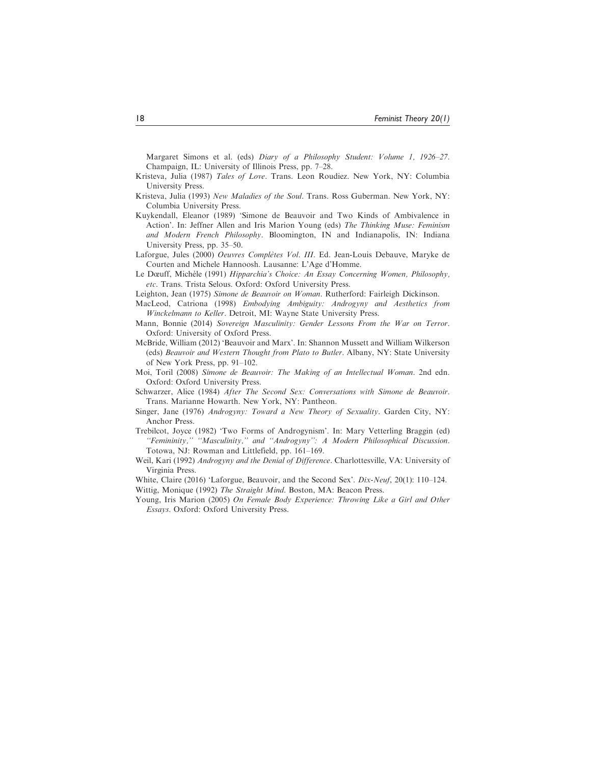Margaret Simons et al. (eds) *Diary of a Philosophy Student: Volume 1, 1926–27*. Champaign, IL: University of Illinois Press, pp. 7–28.

Kristeva, Julia (1987) *Tales of Love*. Trans. Leon Roudiez. New York, NY: Columbia University Press.

Kristeva, Julia (1993) *New Maladies of the Soul*. Trans. Ross Guberman. New York, NY: Columbia University Press.

Kuykendall, Eleanor (1989) 'Simone de Beauvoir and Two Kinds of Ambivalence in Action'. In: Jeffner Allen and Iris Marion Young (eds) *The Thinking Muse: Feminism and Modern French Philosophy*. Bloomington, IN and Indianapolis, IN: Indiana University Press, pp. 35–50.

Laforgue, Jules (2000) *Oeuvres Complètes Vol. III*. Ed. Jean-Louis Debauve, Maryke de Courten and Michele Hannoosh. Lausanne: L'Age d'Homme.

Le Dœuff, Michèle (1991) *Hipparchia's Choice: An Essay Concerning Women, Philosophy, etc*. Trans. Trista Selous. Oxford: Oxford University Press.

Leighton, Jean (1975) *Simone de Beauvoir on Woman*. Rutherford: Fairleigh Dickinson.

MacLeod, Catriona (1998) *Embodying Ambiguity: Androgyny and Aesthetics from Winckelmann to Keller*. Detroit, MI: Wayne State University Press.

Mann, Bonnie (2014) *Sovereign Masculinity: Gender Lessons From the War on Terror*. Oxford: University of Oxford Press.

McBride, William (2012) 'Beauvoir and Marx'. In: Shannon Mussett and William Wilkerson (eds) *Beauvoir and Western Thought from Plato to Butler*. Albany, NY: State University of New York Press, pp. 91–102.

Moi, Toril (2008) *Simone de Beauvoir: The Making of an Intellectual Woman*. 2nd edn. Oxford: Oxford University Press.

Schwarzer, Alice (1984) *After The Second Sex: Conversations with Simone de Beauvoir*. Trans. Marianne Howarth. New York, NY: Pantheon.

Singer, Jane (1976) *Androgyny: Toward a New Theory of Sexuality*. Garden City, NY: Anchor Press.

Trebilcot, Joyce (1982) 'Two Forms of Androgynism'. In: Mary Vetterling Braggin (ed) *"Femininity," "Masculinity," and "Androgyny": A Modern Philosophical Discussion*. Totowa, NJ: Rowman and Littlefield, pp. 161–169.

Weil, Kari (1992) *Androgyny and the Denial of Difference*. Charlottesville, VA: University of Virginia Press.

White, Claire (2016) 'Laforgue, Beauvoir, and the Second Sex'. *Dix-Neuf*, 20(1): 110–124.

Wittig, Monique (1992) *The Straight Mind*. Boston, MA: Beacon Press.

Young, Iris Marion (2005) *On Female Body Experience: Throwing Like a Girl and Other Essays*. Oxford: Oxford University Press.